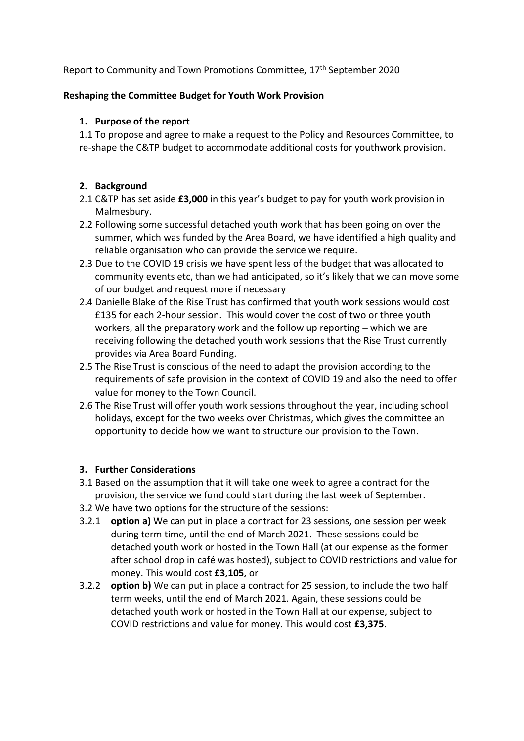Report to Community and Town Promotions Committee, 17th September 2020

**Reshaping the Committee Budget for Youth Work Provision**

1. **Purpose of the report**

1.1 To propose and agree to make a request to the Policy and Resources Committee, to re-shape the C&TP budget to accommodate additional costs for youthwork provision.

2. **Background**

2.1 C&TP has set aside **£3,000** in this year's budget to pay for youth work provision in Malmesbury.

2.2 Following some successful detached youth work that has been going on over the summer, which was funded by the Area Board, we have identified a high quality and reliable organisation who can provide the service we require.

2.3 Due to the COVID 19 crisis we have spent less of the budget that was allocated to community events etc, than we had anticipated, so it's likely that we can move some of our budget and request more if necessary

2.4 Danielle Blake of the Rise Trust has confirmed that youth work sessions would cost £135 for each 2-hour session. This would cover the cost of two or three youth workers, all the preparatory work and the follow up reporting – which we are receiving following the detached youth work sessions that the Rise Trust currently provides via Area Board Funding.

2.5 The Rise Trust is conscious of the need to adapt the provision according to the requirements of safe provision in the context of COVID 19 and also the need to offer value for money to the Town Council.

2.6 The Rise Trust will offer youth work sessions throughout the year, including school holidays, except for the two weeks over Christmas, which gives the committee an opportunity to decide how we want to structure our provision to the Town.

3. **Further Considerations**

3.1 Based on the assumption that it will take one week to agree a contract for the provision, the service we fund could start during the last week of September.

3.2 We have two options for the structure of the sessions:

3.2.1 **option a)** We can put in place a contract for 23 sessions, one session per week during term time, until the end of March 2021. These sessions could be detached youth work or hosted in the Town Hall (at our expense as the former after school drop in café was hosted), subject to COVID restrictions and value for money. This would cost **£3,105,** or

3.2.2 **option b)** We can put in place a contract for 25 session, to include the two half term weeks, until the end of March 2021. Again, these sessions could be detached youth work or hosted in the Town Hall at our expense, subject to COVID restrictions and value for money. This would cost **£3,375**.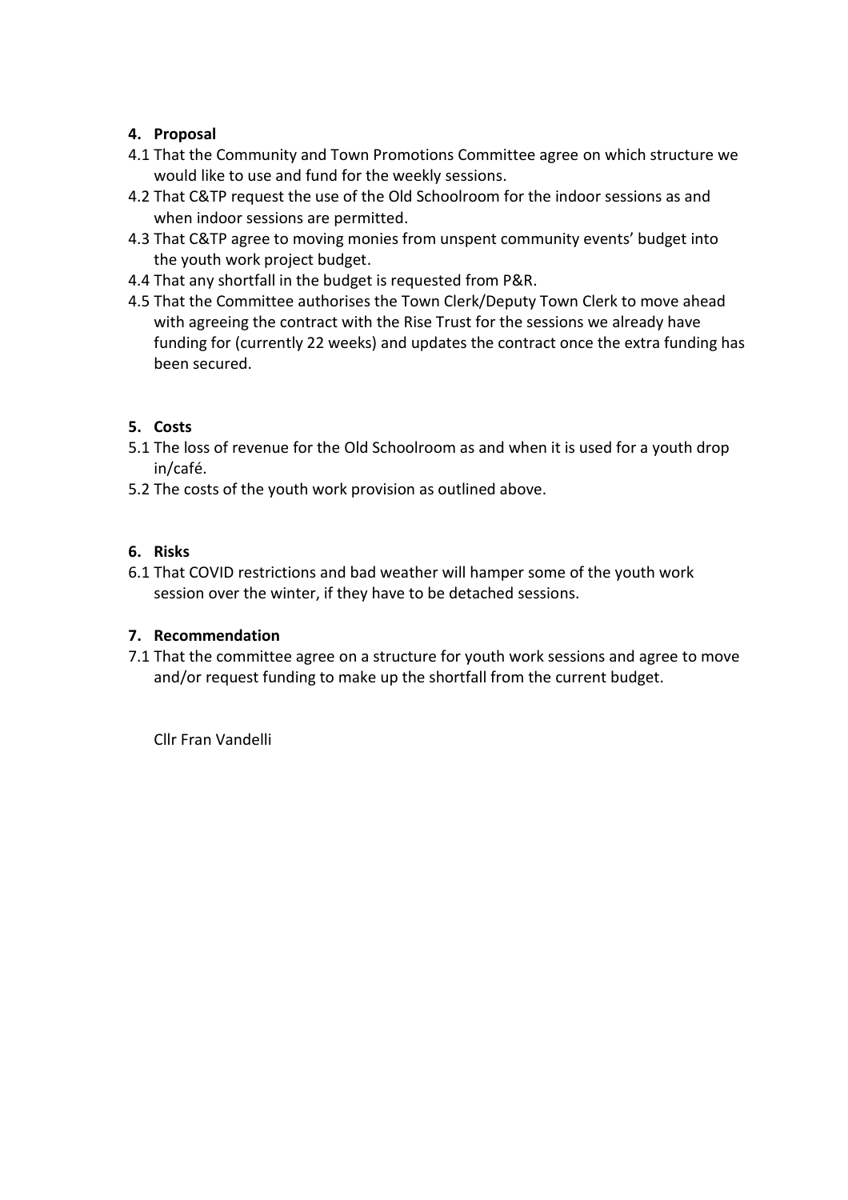## 4. Proposal

4.1 That the Community and Town Promotions Committee agree on which structure we would like to use and fund for the weekly sessions.

4.2 That C&TP request the use of the Old Schoolroom for the indoor sessions as and when indoor sessions are permitted.

4.3 That C&TP agree to moving monies from unspent community events' budget into the youth work project budget.

4.4 That any shortfall in the budget is requested from P&R.

4.5 That the Committee authorises the Town Clerk/Deputy Town Clerk to move ahead with agreeing the contract with the Rise Trust for the sessions we already have funding for (currently 22 weeks) and updates the contract once the extra funding has been secured.

## 5. Costs

5.1 The loss of revenue for the Old Schoolroom as and when it is used for a youth drop in/café.

5.2 The costs of the youth work provision as outlined above.

## 6. Risks

6.1 That COVID restrictions and bad weather will hamper some of the youth work session over the winter, if they have to be detached sessions.

## 7. Recommendation

7.1 That the committee agree on a structure for youth work sessions and agree to move and/or request funding to make up the shortfall from the current budget.

Cllr Fran Vandelli